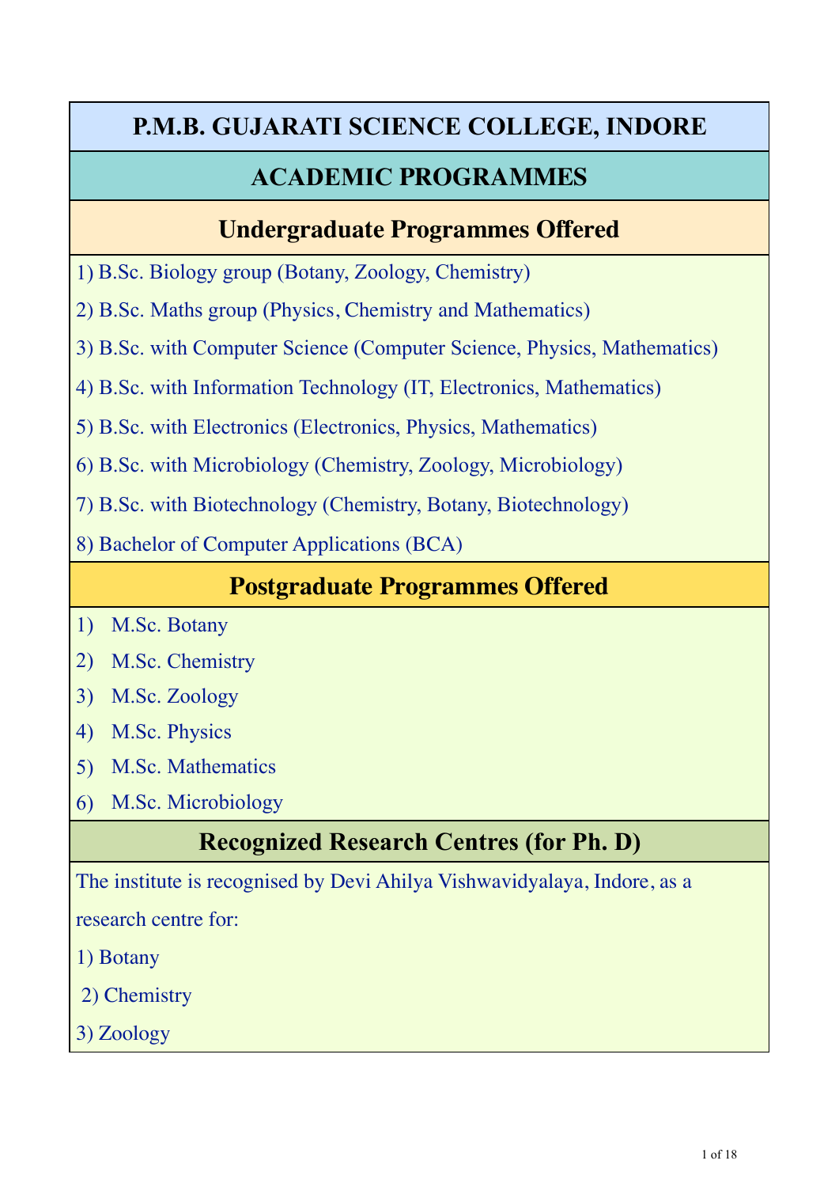# P.M.B. GUJARATI SCIENCE COLLEGE, INDORE

## ACADEMIC PROGRAMMES

### Undergraduate Programmes Offered

1) B.Sc. Biology group (Botany, Zoology, Chemistry)
2) B.Sc. Maths group (Physics, Chemistry and Mathematics)
3) B.Sc. with Computer Science (Computer Science, Physics, Mathematics)
4) B.Sc. with Information Technology (IT, Electronics, Mathematics)
5) B.Sc. with Electronics (Electronics, Physics, Mathematics)
6) B.Sc. with Microbiology (Chemistry, Zoology, Microbiology)
7) B.Sc. with Biotechnology (Chemistry, Botany, Biotechnology)
8) Bachelor of Computer Applications (BCA)

### Postgraduate Programmes Offered

1) M.Sc. Botany
2) M.Sc. Chemistry
3) M.Sc. Zoology
4) M.Sc. Physics
5) M.Sc. Mathematics
6) M.Sc. Microbiology

### Recognized Research Centres (for Ph. D)

The institute is recognised by Devi Ahilya Vishwavidyalaya, Indore, as a research centre for:

1) Botany
2) Chemistry
3) Zoology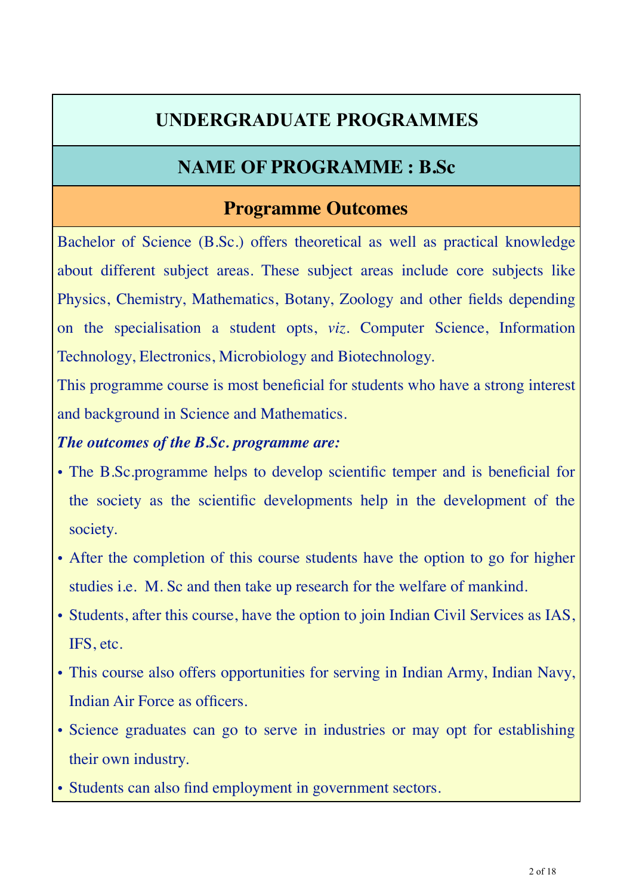# UNDERGRADUATE PROGRAMMES

## NAME OF PROGRAMME : B.Sc

### Programme Outcomes

Bachelor of Science (B.Sc.) offers theoretical as well as practical knowledge about different subject areas. These subject areas include core subjects like Physics, Chemistry, Mathematics, Botany, Zoology and other fields depending on the specialisation a student opts, *viz*. Computer Science, Information Technology, Electronics, Microbiology and Biotechnology.

This programme course is most beneficial for students who have a strong interest and background in Science and Mathematics.

***The outcomes of the B.Sc. programme are:***

- The B.Sc.programme helps to develop scientific temper and is beneficial for the society as the scientific developments help in the development of the society.
- After the completion of this course students have the option to go for higher studies i.e. M. Sc and then take up research for the welfare of mankind.
- Students, after this course, have the option to join Indian Civil Services as IAS, IFS, etc.
- This course also offers opportunities for serving in Indian Army, Indian Navy, Indian Air Force as officers.
- Science graduates can go to serve in industries or may opt for establishing their own industry.
- Students can also find employment in government sectors.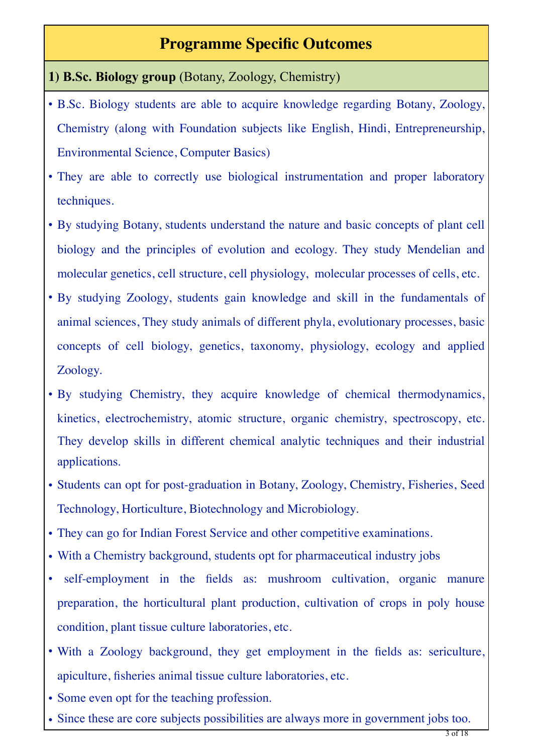# Programme Specific Outcomes

## 1) B.Sc. Biology group (Botany, Zoology, Chemistry)

- B.Sc. Biology students are able to acquire knowledge regarding Botany, Zoology, Chemistry (along with Foundation subjects like English, Hindi, Entrepreneurship, Environmental Science, Computer Basics)
- They are able to correctly use biological instrumentation and proper laboratory techniques.
- By studying Botany, students understand the nature and basic concepts of plant cell biology and the principles of evolution and ecology. They study Mendelian and molecular genetics, cell structure, cell physiology, molecular processes of cells, etc.
- By studying Zoology, students gain knowledge and skill in the fundamentals of animal sciences, They study animals of different phyla, evolutionary processes, basic concepts of cell biology, genetics, taxonomy, physiology, ecology and applied Zoology.
- By studying Chemistry, they acquire knowledge of chemical thermodynamics, kinetics, electrochemistry, atomic structure, organic chemistry, spectroscopy, etc. They develop skills in different chemical analytic techniques and their industrial applications.
- Students can opt for post-graduation in Botany, Zoology, Chemistry, Fisheries, Seed Technology, Horticulture, Biotechnology and Microbiology.
- They can go for Indian Forest Service and other competitive examinations.
- With a Chemistry background, students opt for pharmaceutical industry jobs
- self-employment in the fields as: mushroom cultivation, organic manure preparation, the horticultural plant production, cultivation of crops in poly house condition, plant tissue culture laboratories, etc.
- With a Zoology background, they get employment in the fields as: sericulture, apiculture, fisheries animal tissue culture laboratories, etc.
- Some even opt for the teaching profession.
- Since these are core subjects possibilities are always more in government jobs too.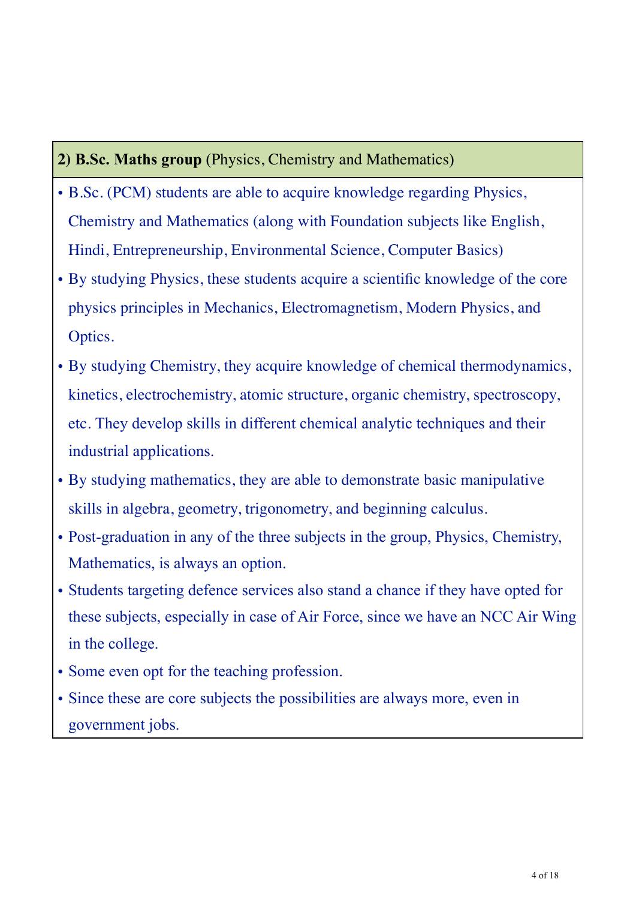## 2) **B.Sc. Maths group** (Physics, Chemistry and Mathematics)

- B.Sc. (PCM) students are able to acquire knowledge regarding Physics, Chemistry and Mathematics (along with Foundation subjects like English, Hindi, Entrepreneurship, Environmental Science, Computer Basics)
- By studying Physics, these students acquire a scientific knowledge of the core physics principles in Mechanics, Electromagnetism, Modern Physics, and Optics.
- By studying Chemistry, they acquire knowledge of chemical thermodynamics, kinetics, electrochemistry, atomic structure, organic chemistry, spectroscopy, etc. They develop skills in different chemical analytic techniques and their industrial applications.
- By studying mathematics, they are able to demonstrate basic manipulative skills in algebra, geometry, trigonometry, and beginning calculus.
- Post-graduation in any of the three subjects in the group, Physics, Chemistry, Mathematics, is always an option.
- Students targeting defence services also stand a chance if they have opted for these subjects, especially in case of Air Force, since we have an NCC Air Wing in the college.
- Some even opt for the teaching profession.
- Since these are core subjects the possibilities are always more, even in government jobs.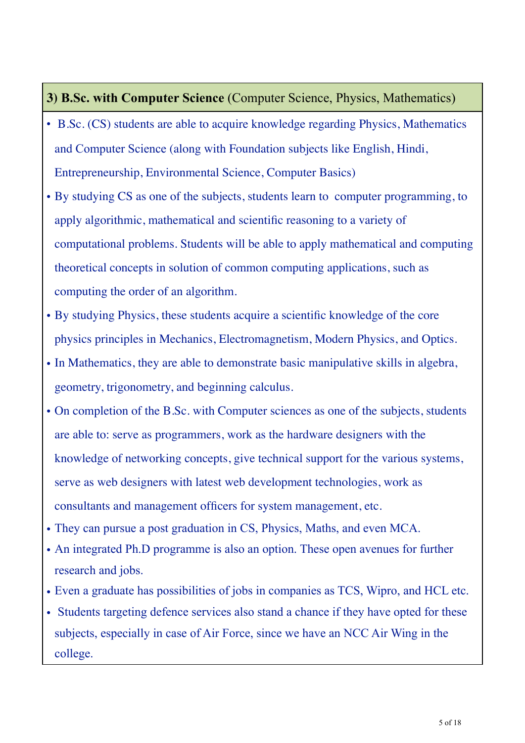### 3) **B.Sc. with Computer Science** (Computer Science, Physics, Mathematics)

- B.Sc. (CS) students are able to acquire knowledge regarding Physics, Mathematics and Computer Science (along with Foundation subjects like English, Hindi, Entrepreneurship, Environmental Science, Computer Basics)
- By studying CS as one of the subjects, students learn to computer programming, to apply algorithmic, mathematical and scientific reasoning to a variety of computational problems. Students will be able to apply mathematical and computing theoretical concepts in solution of common computing applications, such as computing the order of an algorithm.
- By studying Physics, these students acquire a scientific knowledge of the core physics principles in Mechanics, Electromagnetism, Modern Physics, and Optics.
- In Mathematics, they are able to demonstrate basic manipulative skills in algebra, geometry, trigonometry, and beginning calculus.
- On completion of the B.Sc. with Computer sciences as one of the subjects, students are able to: serve as programmers, work as the hardware designers with the knowledge of networking concepts, give technical support for the various systems, serve as web designers with latest web development technologies, work as consultants and management officers for system management, etc.
- They can pursue a post graduation in CS, Physics, Maths, and even MCA.
- An integrated Ph.D programme is also an option. These open avenues for further research and jobs.
- Even a graduate has possibilities of jobs in companies as TCS, Wipro, and HCL etc.
- Students targeting defence services also stand a chance if they have opted for these subjects, especially in case of Air Force, since we have an NCC Air Wing in the college.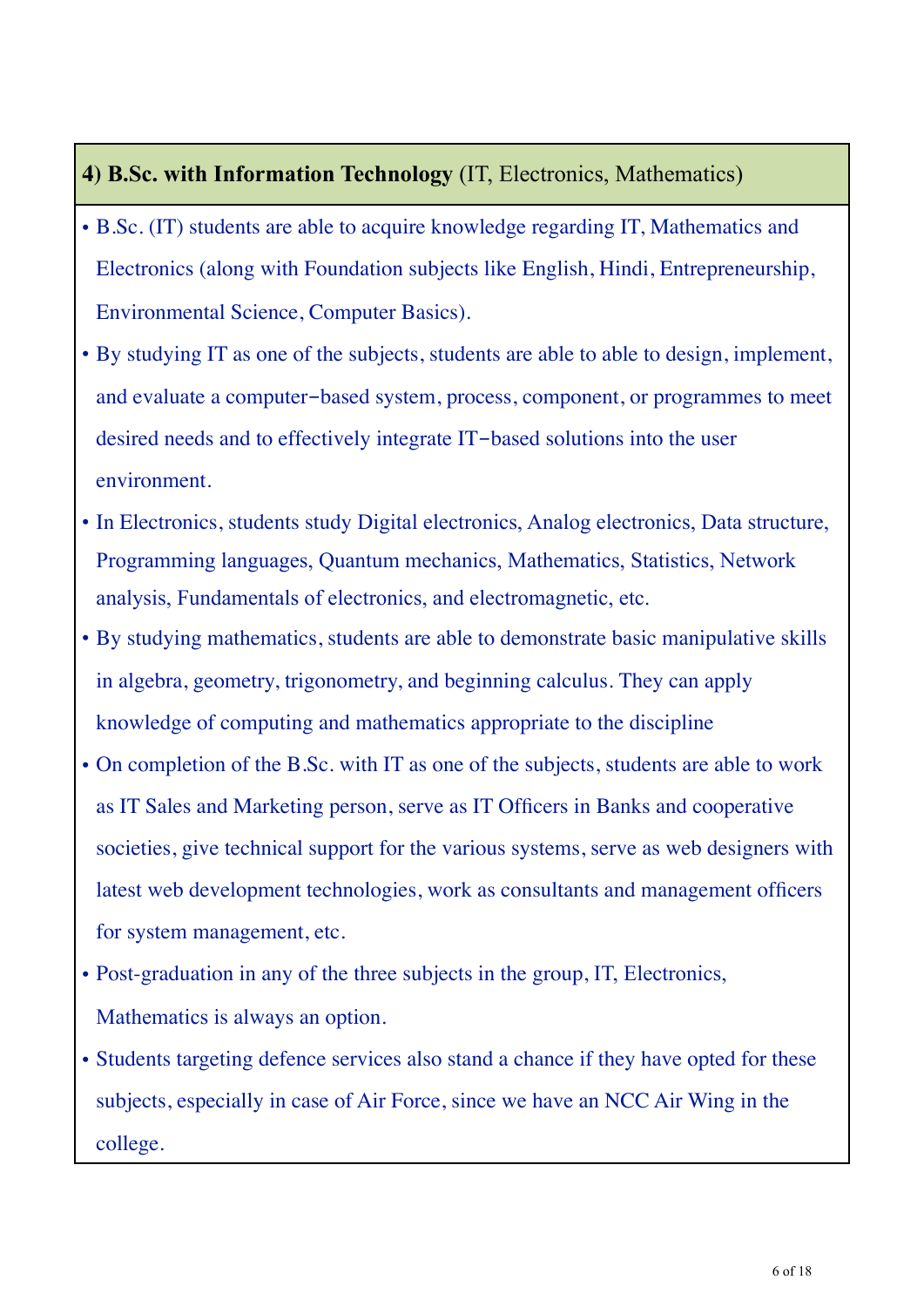### 4) B.Sc. with Information Technology (IT, Electronics, Mathematics)

- B.Sc. (IT) students are able to acquire knowledge regarding IT, Mathematics and Electronics (along with Foundation subjects like English, Hindi, Entrepreneurship, Environmental Science, Computer Basics).
- By studying IT as one of the subjects, students are able to able to design, implement, and evaluate a computer−based system, process, component, or programmes to meet desired needs and to effectively integrate IT−based solutions into the user environment.
- In Electronics, students study Digital electronics, Analog electronics, Data structure, Programming languages, Quantum mechanics, Mathematics, Statistics, Network analysis, Fundamentals of electronics, and electromagnetic, etc.
- By studying mathematics, students are able to demonstrate basic manipulative skills in algebra, geometry, trigonometry, and beginning calculus. They can apply knowledge of computing and mathematics appropriate to the discipline
- On completion of the B.Sc. with IT as one of the subjects, students are able to work as IT Sales and Marketing person, serve as IT Officers in Banks and cooperative societies, give technical support for the various systems, serve as web designers with latest web development technologies, work as consultants and management officers for system management, etc.
- Post-graduation in any of the three subjects in the group, IT, Electronics, Mathematics is always an option.
- Students targeting defence services also stand a chance if they have opted for these subjects, especially in case of Air Force, since we have an NCC Air Wing in the college.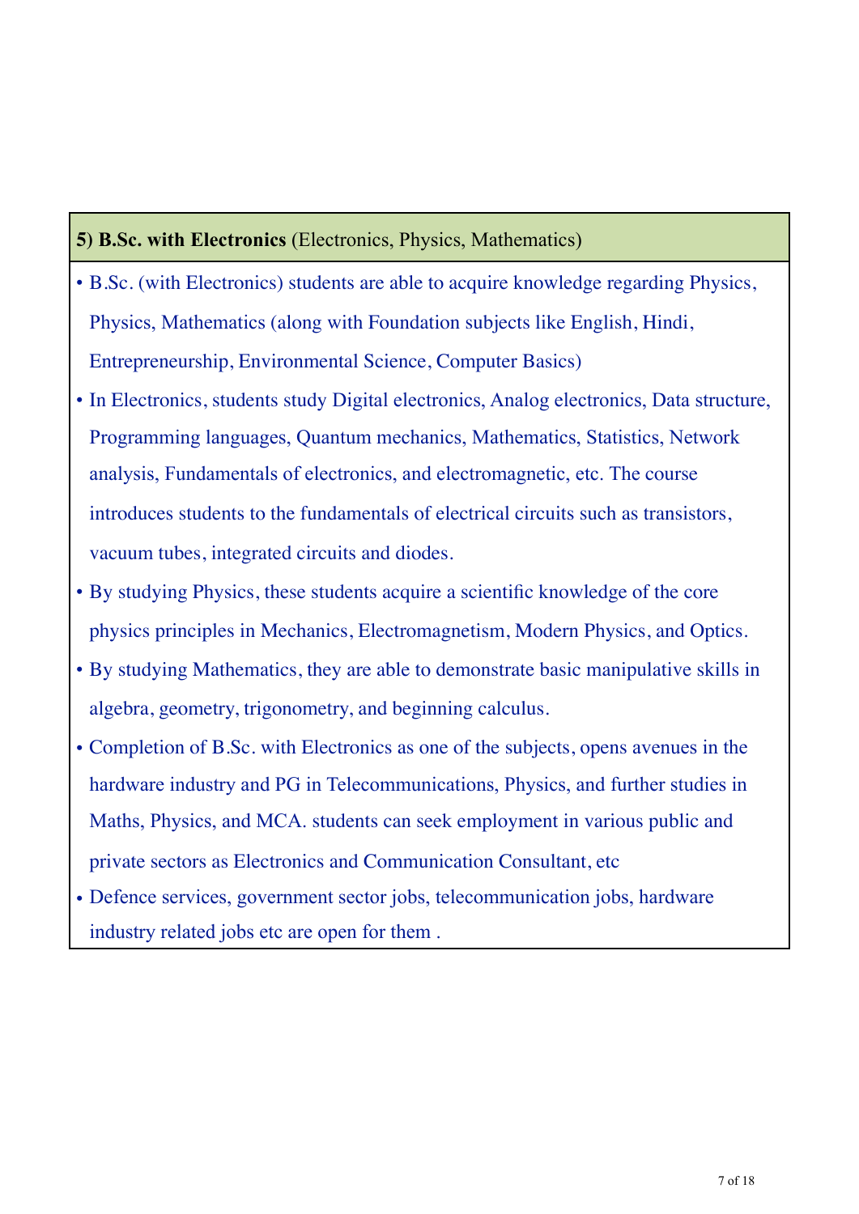**5) B.Sc. with Electronics** (Electronics, Physics, Mathematics)

- B.Sc. (with Electronics) students are able to acquire knowledge regarding Physics, Physics, Mathematics (along with Foundation subjects like English, Hindi, Entrepreneurship, Environmental Science, Computer Basics)
- In Electronics, students study Digital electronics, Analog electronics, Data structure, Programming languages, Quantum mechanics, Mathematics, Statistics, Network analysis, Fundamentals of electronics, and electromagnetic, etc. The course introduces students to the fundamentals of electrical circuits such as transistors, vacuum tubes, integrated circuits and diodes.
- By studying Physics, these students acquire a scientific knowledge of the core physics principles in Mechanics, Electromagnetism, Modern Physics, and Optics.
- By studying Mathematics, they are able to demonstrate basic manipulative skills in algebra, geometry, trigonometry, and beginning calculus.
- Completion of B.Sc. with Electronics as one of the subjects, opens avenues in the hardware industry and PG in Telecommunications, Physics, and further studies in Maths, Physics, and MCA. students can seek employment in various public and private sectors as Electronics and Communication Consultant, etc
- Defence services, government sector jobs, telecommunication jobs, hardware industry related jobs etc are open for them .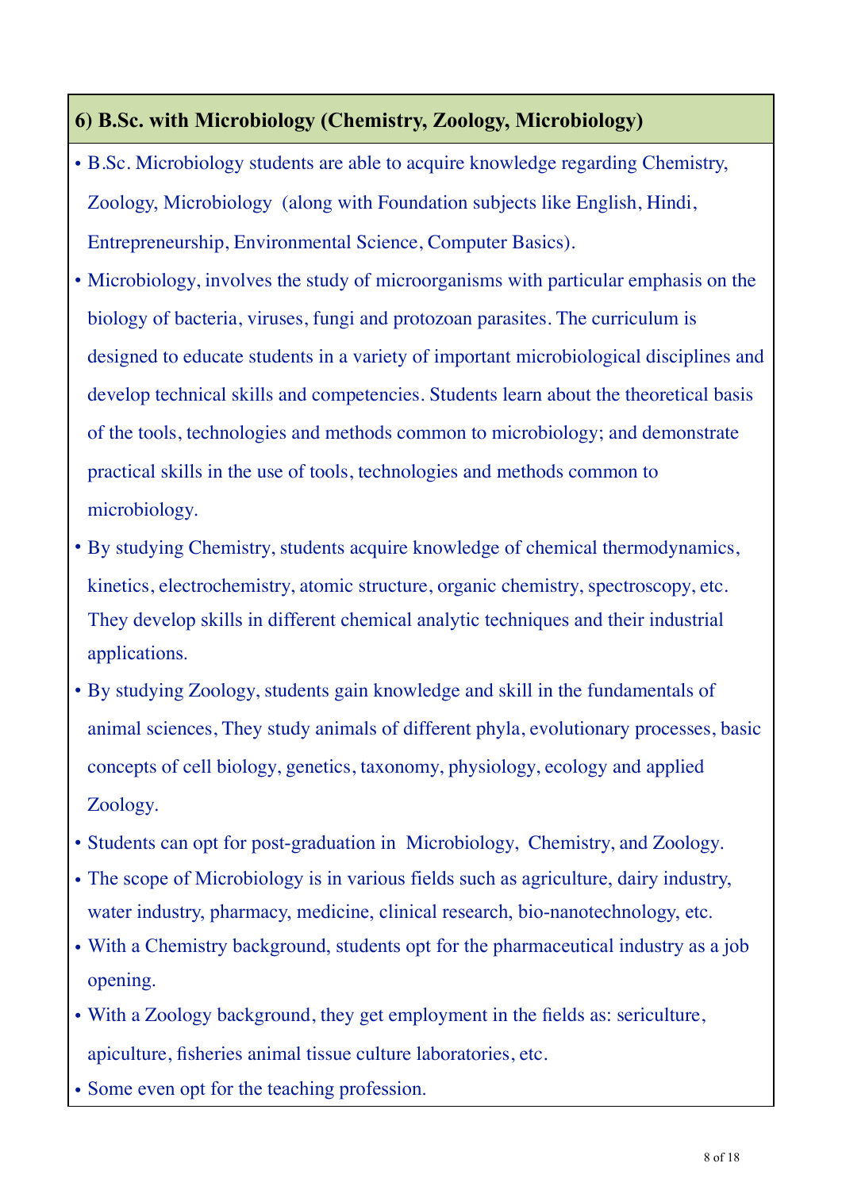### 6) B.Sc. with Microbiology (Chemistry, Zoology, Microbiology)

- B.Sc. Microbiology students are able to acquire knowledge regarding Chemistry, Zoology, Microbiology (along with Foundation subjects like English, Hindi, Entrepreneurship, Environmental Science, Computer Basics).
- Microbiology, involves the study of microorganisms with particular emphasis on the biology of bacteria, viruses, fungi and protozoan parasites. The curriculum is designed to educate students in a variety of important microbiological disciplines and develop technical skills and competencies. Students learn about the theoretical basis of the tools, technologies and methods common to microbiology; and demonstrate practical skills in the use of tools, technologies and methods common to microbiology.
- By studying Chemistry, students acquire knowledge of chemical thermodynamics, kinetics, electrochemistry, atomic structure, organic chemistry, spectroscopy, etc. They develop skills in different chemical analytic techniques and their industrial applications.
- By studying Zoology, students gain knowledge and skill in the fundamentals of animal sciences, They study animals of different phyla, evolutionary processes, basic concepts of cell biology, genetics, taxonomy, physiology, ecology and applied Zoology.
- Students can opt for post-graduation in Microbiology, Chemistry, and Zoology.
- The scope of Microbiology is in various fields such as agriculture, dairy industry, water industry, pharmacy, medicine, clinical research, bio-nanotechnology, etc.
- With a Chemistry background, students opt for the pharmaceutical industry as a job opening.
- With a Zoology background, they get employment in the fields as: sericulture, apiculture, fisheries animal tissue culture laboratories, etc.
- Some even opt for the teaching profession.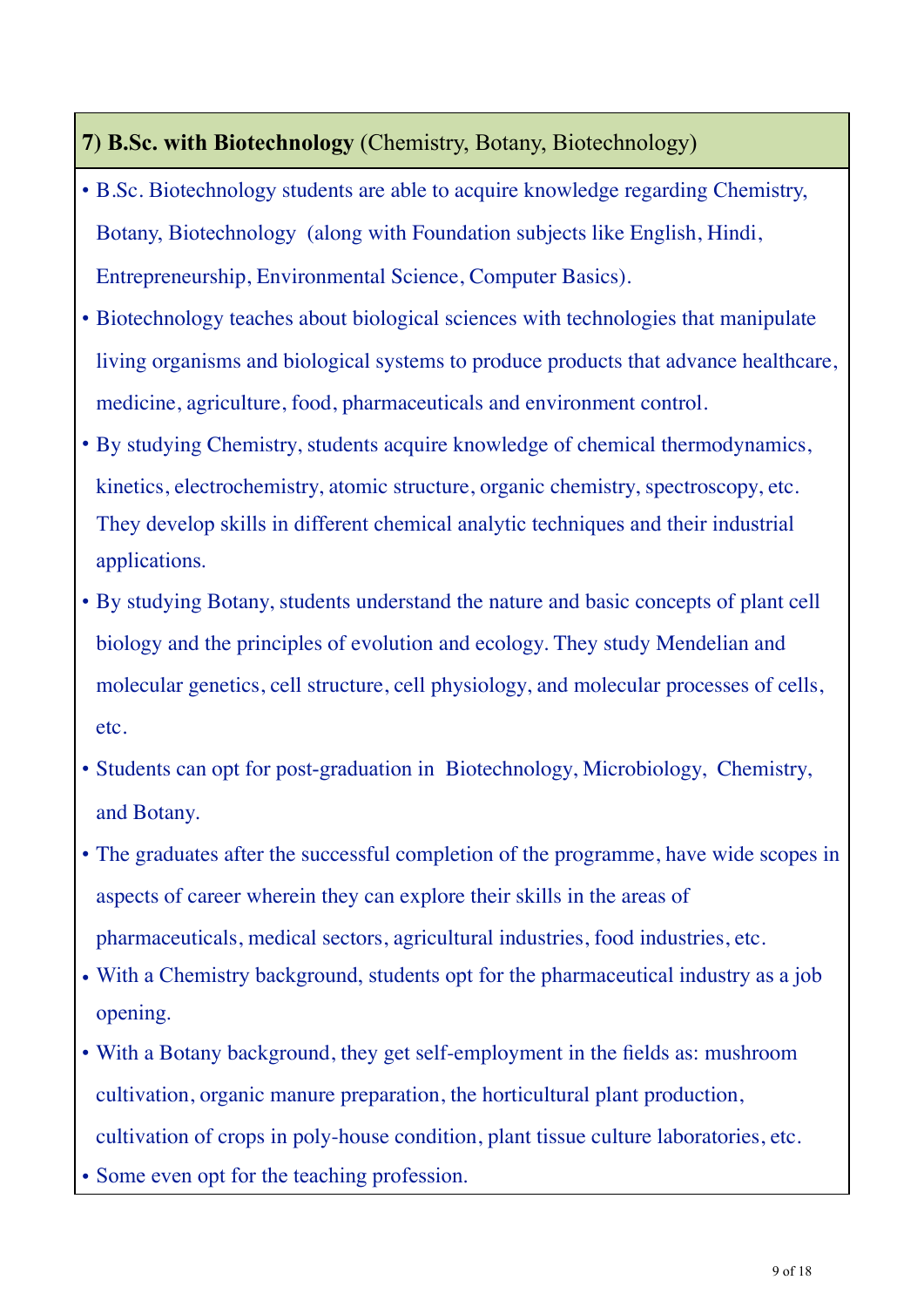## 7) **B.Sc. with Biotechnology** (Chemistry, Botany, Biotechnology)

- B.Sc. Biotechnology students are able to acquire knowledge regarding Chemistry, Botany, Biotechnology (along with Foundation subjects like English, Hindi, Entrepreneurship, Environmental Science, Computer Basics).
- Biotechnology teaches about biological sciences with technologies that manipulate living organisms and biological systems to produce products that advance healthcare, medicine, agriculture, food, pharmaceuticals and environment control.
- By studying Chemistry, students acquire knowledge of chemical thermodynamics, kinetics, electrochemistry, atomic structure, organic chemistry, spectroscopy, etc. They develop skills in different chemical analytic techniques and their industrial applications.
- By studying Botany, students understand the nature and basic concepts of plant cell biology and the principles of evolution and ecology. They study Mendelian and molecular genetics, cell structure, cell physiology, and molecular processes of cells, etc.
- Students can opt for post-graduation in Biotechnology, Microbiology, Chemistry, and Botany.
- The graduates after the successful completion of the programme, have wide scopes in aspects of career wherein they can explore their skills in the areas of pharmaceuticals, medical sectors, agricultural industries, food industries, etc.
- With a Chemistry background, students opt for the pharmaceutical industry as a job opening.
- With a Botany background, they get self-employment in the fields as: mushroom cultivation, organic manure preparation, the horticultural plant production, cultivation of crops in poly-house condition, plant tissue culture laboratories, etc.
- Some even opt for the teaching profession.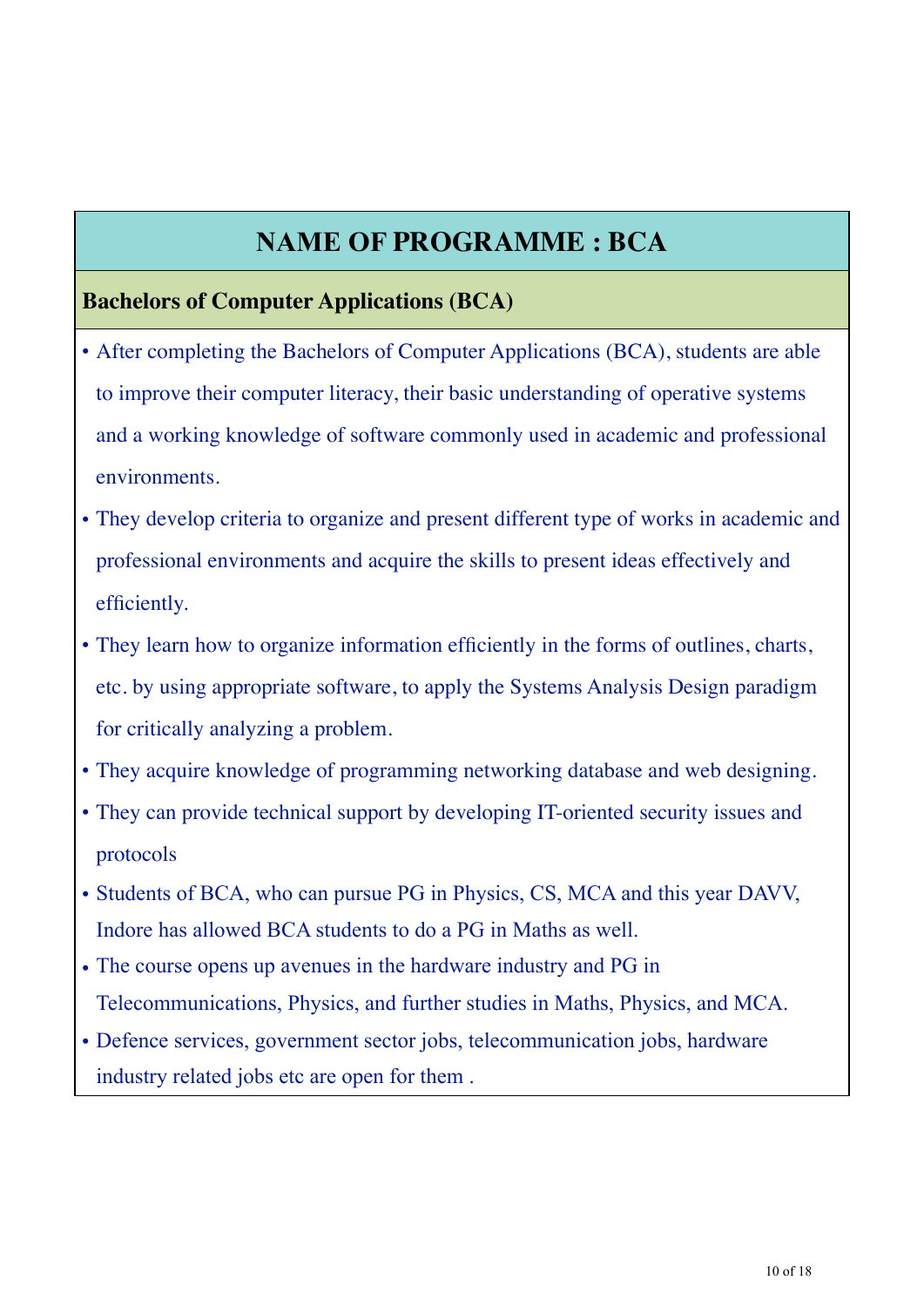## NAME OF PROGRAMME : BCA

### Bachelors of Computer Applications (BCA)

- After completing the Bachelors of Computer Applications (BCA), students are able to improve their computer literacy, their basic understanding of operative systems and a working knowledge of software commonly used in academic and professional environments.
- They develop criteria to organize and present different type of works in academic and professional environments and acquire the skills to present ideas effectively and efficiently.
- They learn how to organize information efficiently in the forms of outlines, charts, etc. by using appropriate software, to apply the Systems Analysis Design paradigm for critically analyzing a problem.
- They acquire knowledge of programming networking database and web designing.
- They can provide technical support by developing IT-oriented security issues and protocols
- Students of BCA, who can pursue PG in Physics, CS, MCA and this year DAVV, Indore has allowed BCA students to do a PG in Maths as well.
- The course opens up avenues in the hardware industry and PG in Telecommunications, Physics, and further studies in Maths, Physics, and MCA.
- Defence services, government sector jobs, telecommunication jobs, hardware industry related jobs etc are open for them .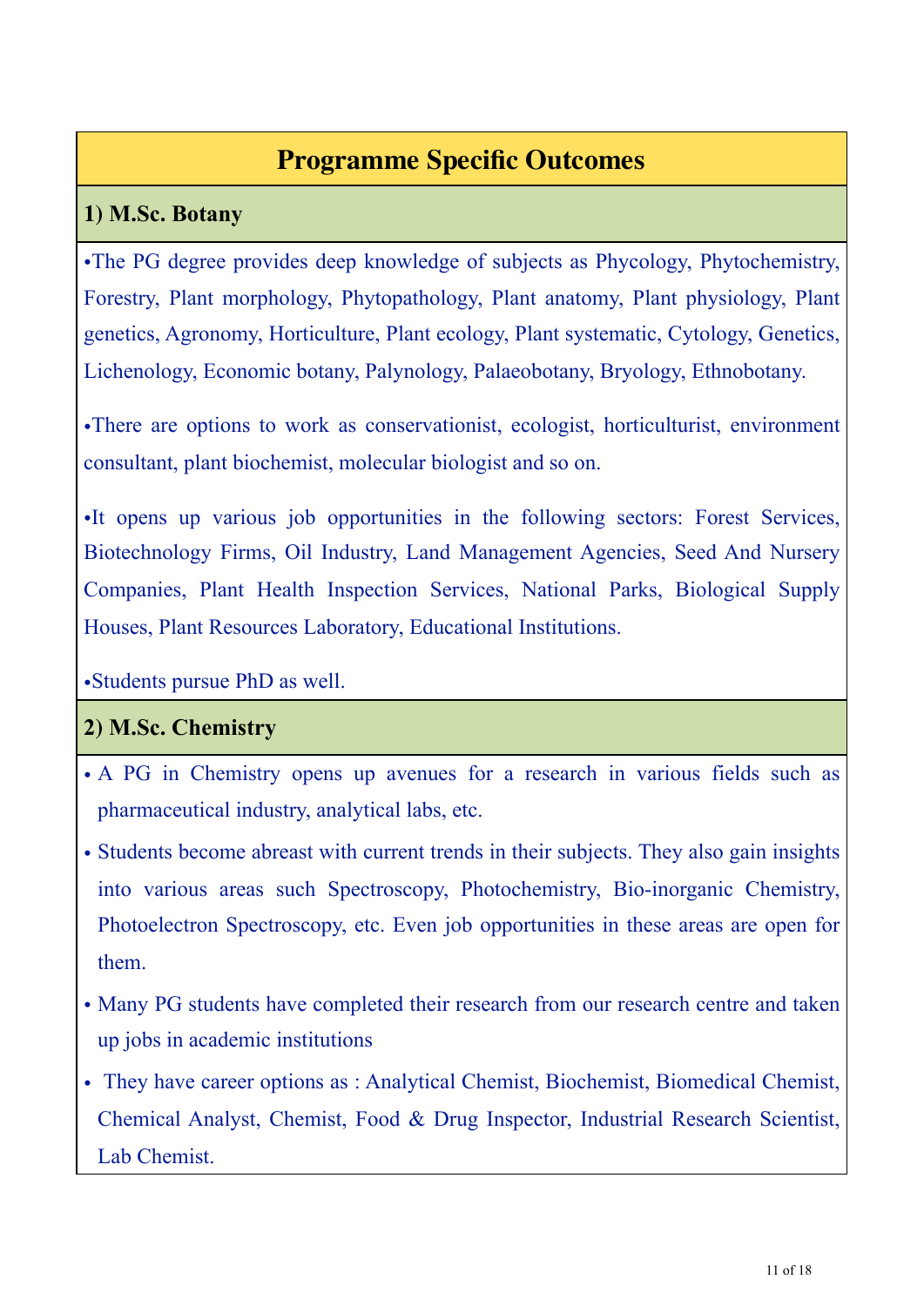# Programme Specific Outcomes

## 1) M.Sc. Botany

- The PG degree provides deep knowledge of subjects as Phycology, Phytochemistry, Forestry, Plant morphology, Phytopathology, Plant anatomy, Plant physiology, Plant genetics, Agronomy, Horticulture, Plant ecology, Plant systematic, Cytology, Genetics, Lichenology, Economic botany, Palynology, Palaeobotany, Bryology, Ethnobotany.
- There are options to work as conservationist, ecologist, horticulturist, environment consultant, plant biochemist, molecular biologist and so on.
- It opens up various job opportunities in the following sectors: Forest Services, Biotechnology Firms, Oil Industry, Land Management Agencies, Seed And Nursery Companies, Plant Health Inspection Services, National Parks, Biological Supply Houses, Plant Resources Laboratory, Educational Institutions.
- Students pursue PhD as well.

## 2) M.Sc. Chemistry

- A PG in Chemistry opens up avenues for a research in various fields such as pharmaceutical industry, analytical labs, etc.
- Students become abreast with current trends in their subjects. They also gain insights into various areas such Spectroscopy, Photochemistry, Bio-inorganic Chemistry, Photoelectron Spectroscopy, etc. Even job opportunities in these areas are open for them.
- Many PG students have completed their research from our research centre and taken up jobs in academic institutions
- They have career options as : Analytical Chemist, Biochemist, Biomedical Chemist, Chemical Analyst, Chemist, Food & Drug Inspector, Industrial Research Scientist, Lab Chemist.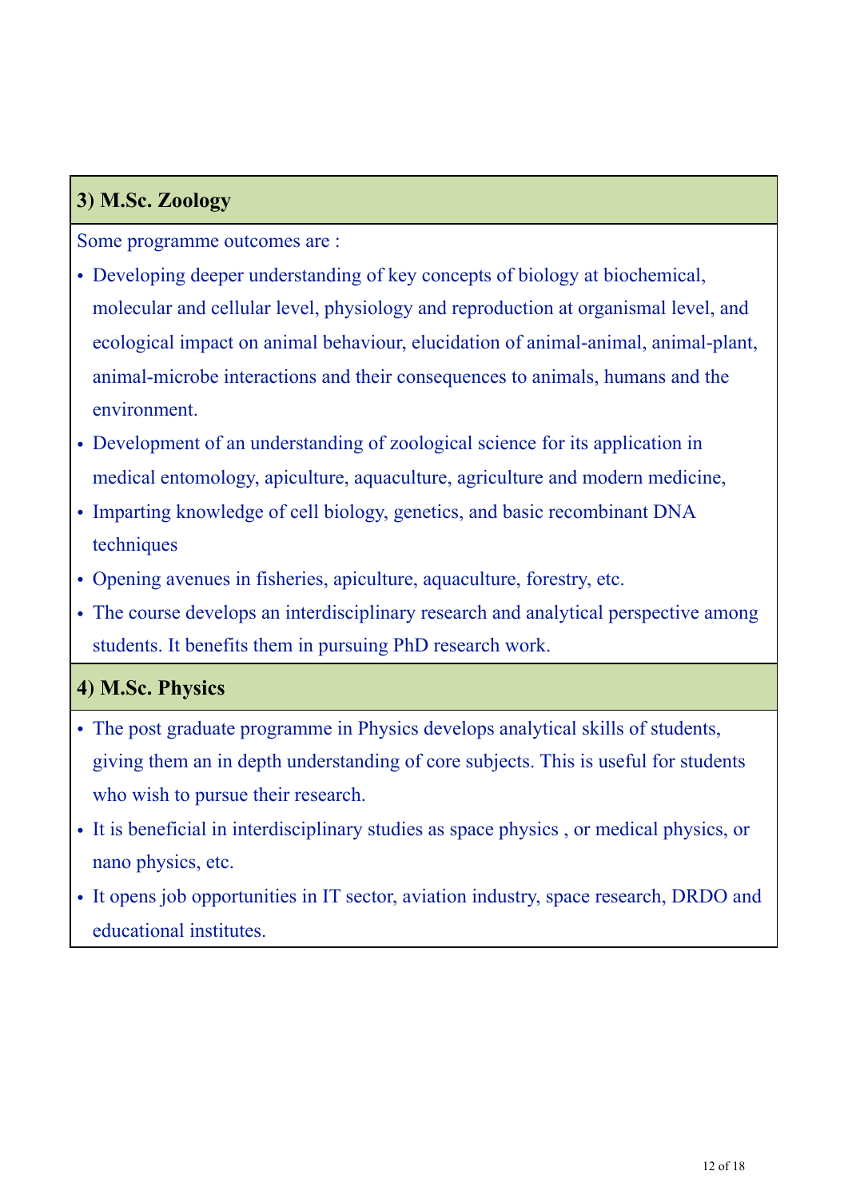### 3) M.Sc. Zoology

Some programme outcomes are :

- Developing deeper understanding of key concepts of biology at biochemical, molecular and cellular level, physiology and reproduction at organismal level, and ecological impact on animal behaviour, elucidation of animal-animal, animal-plant, animal-microbe interactions and their consequences to animals, humans and the environment.
- Development of an understanding of zoological science for its application in medical entomology, apiculture, aquaculture, agriculture and modern medicine,
- Imparting knowledge of cell biology, genetics, and basic recombinant DNA techniques
- Opening avenues in fisheries, apiculture, aquaculture, forestry, etc.
- The course develops an interdisciplinary research and analytical perspective among students. It benefits them in pursuing PhD research work.

### 4) M.Sc. Physics

- The post graduate programme in Physics develops analytical skills of students, giving them an in depth understanding of core subjects. This is useful for students who wish to pursue their research.
- It is beneficial in interdisciplinary studies as space physics , or medical physics, or nano physics, etc.
- It opens job opportunities in IT sector, aviation industry, space research, DRDO and educational institutes.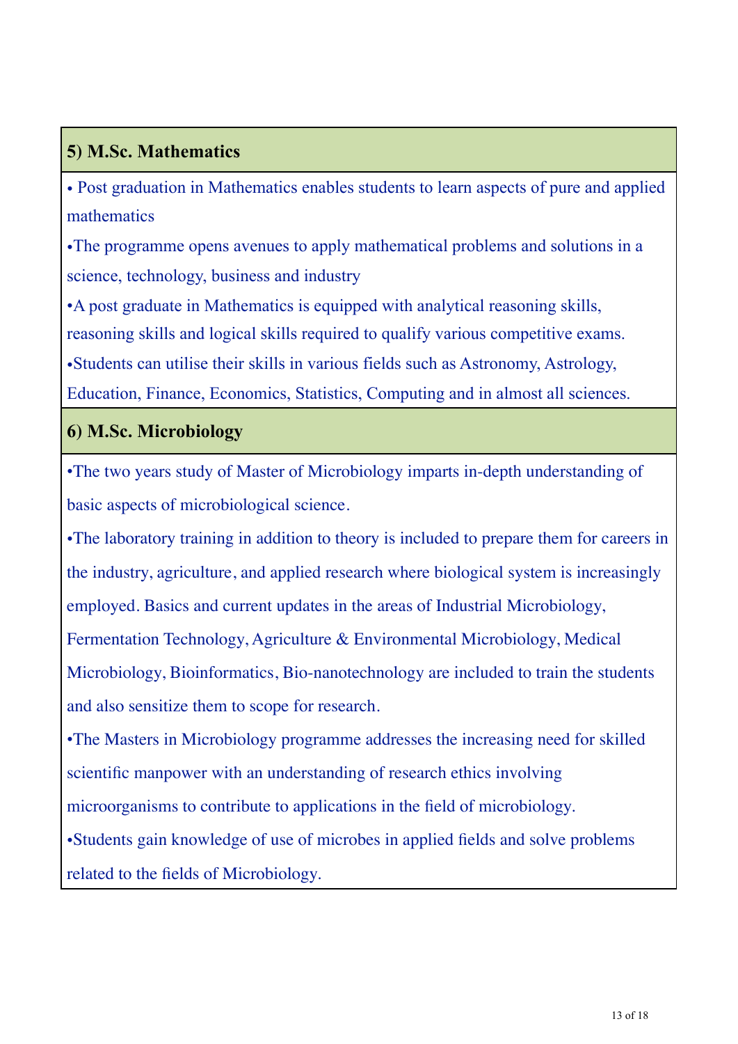## 5) M.Sc. Mathematics

- Post graduation in Mathematics enables students to learn aspects of pure and applied mathematics
- The programme opens avenues to apply mathematical problems and solutions in a science, technology, business and industry
- A post graduate in Mathematics is equipped with analytical reasoning skills, reasoning skills and logical skills required to qualify various competitive exams.
- Students can utilise their skills in various fields such as Astronomy, Astrology, Education, Finance, Economics, Statistics, Computing and in almost all sciences.

## 6) M.Sc. Microbiology

- The two years study of Master of Microbiology imparts in-depth understanding of basic aspects of microbiological science.
- The laboratory training in addition to theory is included to prepare them for careers in the industry, agriculture, and applied research where biological system is increasingly employed. Basics and current updates in the areas of Industrial Microbiology, Fermentation Technology, Agriculture & Environmental Microbiology, Medical Microbiology, Bioinformatics, Bio-nanotechnology are included to train the students and also sensitize them to scope for research.
- The Masters in Microbiology programme addresses the increasing need for skilled scientific manpower with an understanding of research ethics involving microorganisms to contribute to applications in the field of microbiology.
- Students gain knowledge of use of microbes in applied fields and solve problems related to the fields of Microbiology.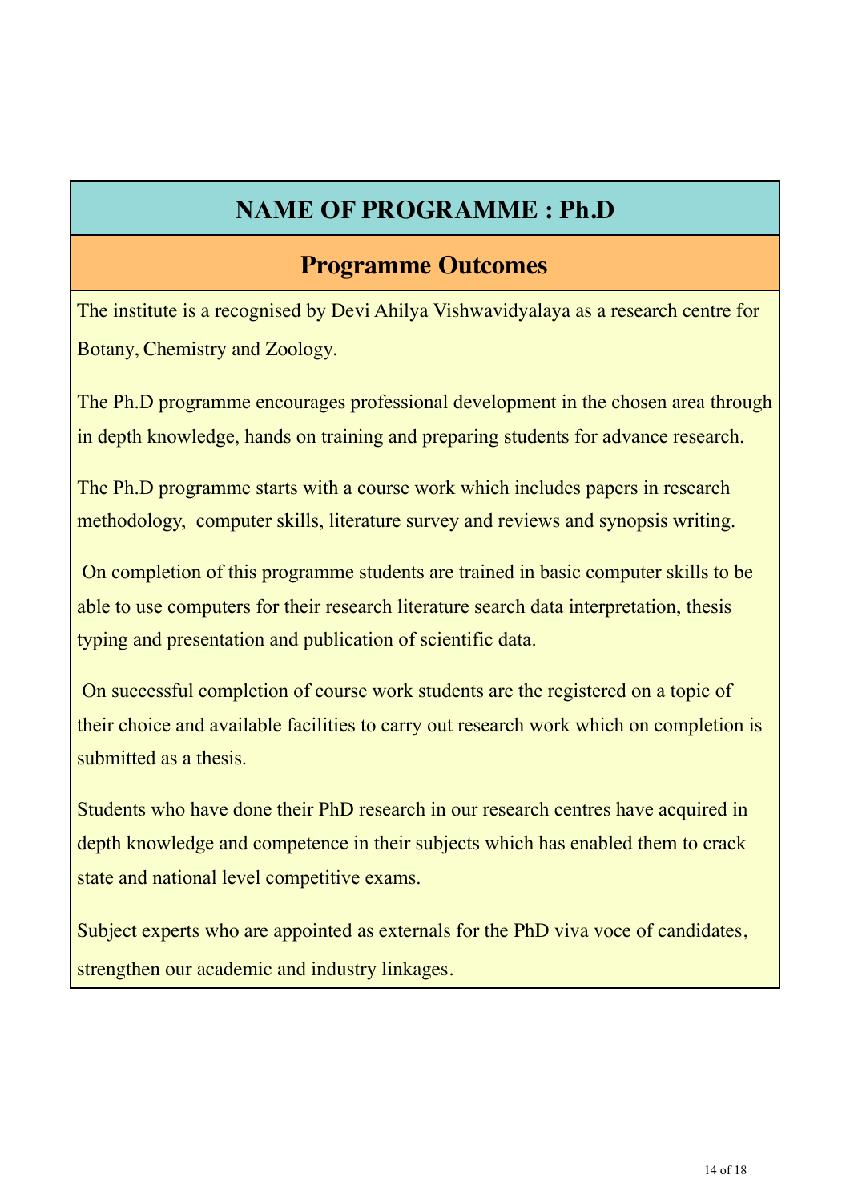# NAME OF PROGRAMME : Ph.D

## Programme Outcomes

The institute is a recognised by Devi Ahilya Vishwavidyalaya as a research centre for Botany, Chemistry and Zoology.

The Ph.D programme encourages professional development in the chosen area through in depth knowledge, hands on training and preparing students for advance research.

The Ph.D programme starts with a course work which includes papers in research methodology, computer skills, literature survey and reviews and synopsis writing.

On completion of this programme students are trained in basic computer skills to be able to use computers for their research literature search data interpretation, thesis typing and presentation and publication of scientific data.

On successful completion of course work students are the registered on a topic of their choice and available facilities to carry out research work which on completion is submitted as a thesis.

Students who have done their PhD research in our research centres have acquired in depth knowledge and competence in their subjects which has enabled them to crack state and national level competitive exams.

Subject experts who are appointed as externals for the PhD viva voce of candidates, strengthen our academic and industry linkages.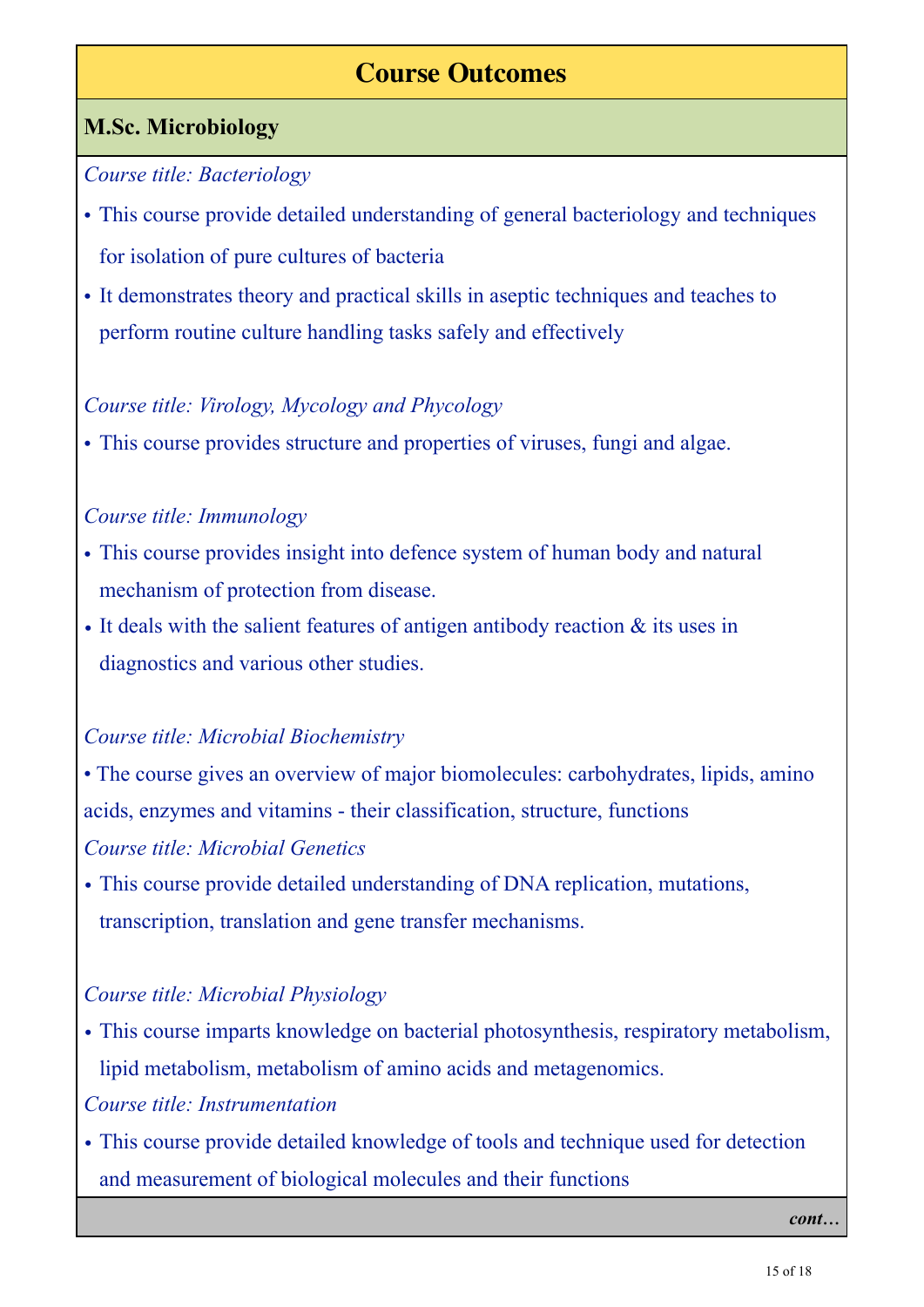# Course Outcomes

## M.Sc. Microbiology

*Course title: Bacteriology*

- This course provide detailed understanding of general bacteriology and techniques for isolation of pure cultures of bacteria
- It demonstrates theory and practical skills in aseptic techniques and teaches to perform routine culture handling tasks safely and effectively

*Course title: Virology, Mycology and Phycology*

- This course provides structure and properties of viruses, fungi and algae.

*Course title: Immunology*

- This course provides insight into defence system of human body and natural mechanism of protection from disease.
- It deals with the salient features of antigen antibody reaction & its uses in diagnostics and various other studies.

*Course title: Microbial Biochemistry*

- The course gives an overview of major biomolecules: carbohydrates, lipids, amino acids, enzymes and vitamins - their classification, structure, functions

*Course title: Microbial Genetics*

- This course provide detailed understanding of DNA replication, mutations, transcription, translation and gene transfer mechanisms.

*Course title: Microbial Physiology*

- This course imparts knowledge on bacterial photosynthesis, respiratory metabolism, lipid metabolism, metabolism of amino acids and metagenomics.

*Course title: Instrumentation*

- This course provide detailed knowledge of tools and technique used for detection and measurement of biological molecules and their functions

***cont…***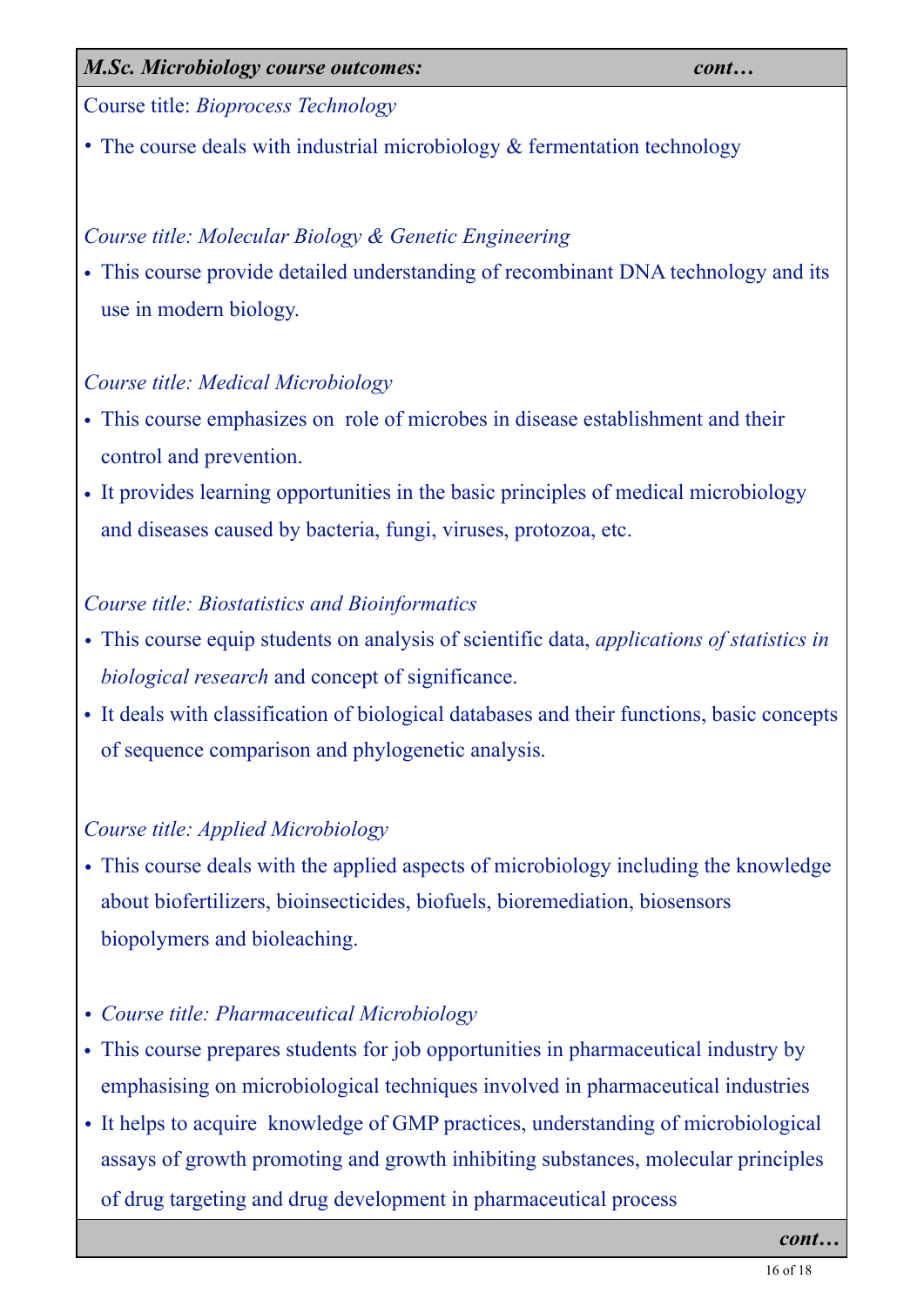***M.Sc. Microbiology course outcomes:*** ***cont…***

Course title: *Bioprocess Technology*

- The course deals with industrial microbiology & fermentation technology

*Course title: Molecular Biology & Genetic Engineering*

- This course provide detailed understanding of recombinant DNA technology and its use in modern biology.

*Course title: Medical Microbiology*

- This course emphasizes on role of microbes in disease establishment and their control and prevention.
- It provides learning opportunities in the basic principles of medical microbiology and diseases caused by bacteria, fungi, viruses, protozoa, etc.

*Course title: Biostatistics and Bioinformatics*

- This course equip students on analysis of scientific data, *applications of statistics in biological research* and concept of significance.
- It deals with classification of biological databases and their functions, basic concepts of sequence comparison and phylogenetic analysis.

*Course title: Applied Microbiology*

- This course deals with the applied aspects of microbiology including the knowledge about biofertilizers, bioinsecticides, biofuels, bioremediation, biosensors biopolymers and bioleaching.

- *Course title: Pharmaceutical Microbiology*
- This course prepares students for job opportunities in pharmaceutical industry by emphasising on microbiological techniques involved in pharmaceutical industries
- It helps to acquire knowledge of GMP practices, understanding of microbiological assays of growth promoting and growth inhibiting substances, molecular principles of drug targeting and drug development in pharmaceutical process

***cont…***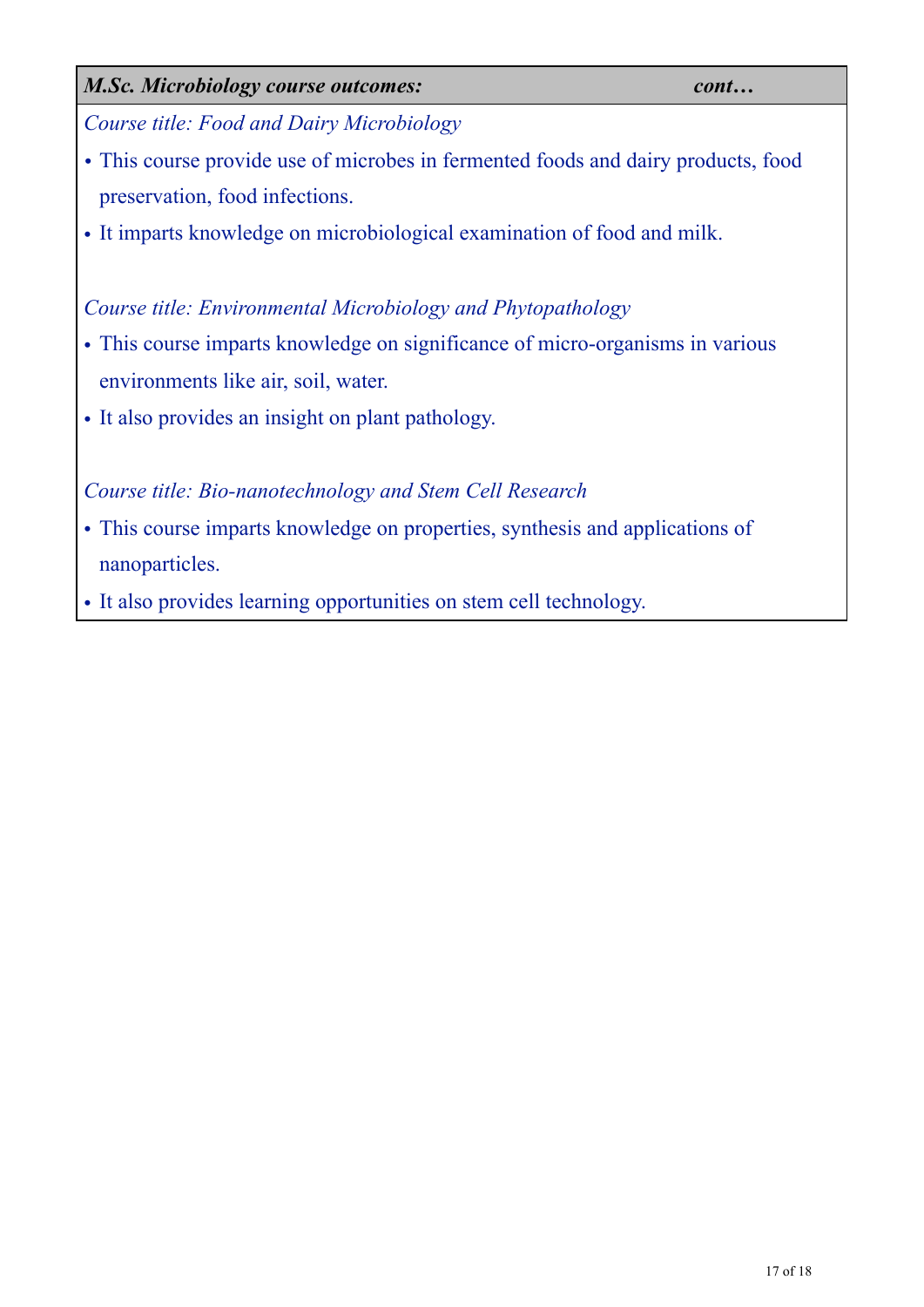***M.Sc. Microbiology course outcomes: cont…***

*Course title: Food and Dairy Microbiology*

- This course provide use of microbes in fermented foods and dairy products, food preservation, food infections.
- It imparts knowledge on microbiological examination of food and milk.

*Course title: Environmental Microbiology and Phytopathology*

- This course imparts knowledge on significance of micro-organisms in various environments like air, soil, water.
- It also provides an insight on plant pathology.

*Course title: Bio-nanotechnology and Stem Cell Research*

- This course imparts knowledge on properties, synthesis and applications of nanoparticles.
- It also provides learning opportunities on stem cell technology.